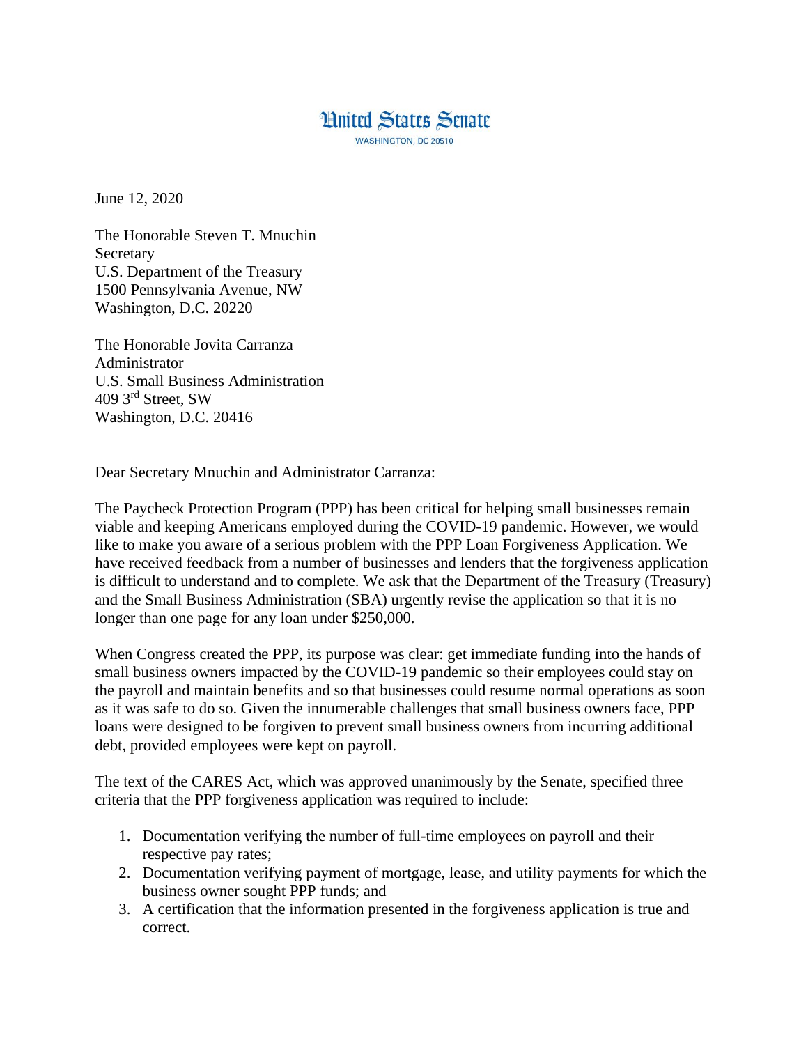# United States Senate

WASHINGTON, DC 20510

June 12, 2020

The Honorable Steven T. Mnuchin
Secretary
U.S. Department of the Treasury
1500 Pennsylvania Avenue, NW
Washington, D.C. 20220

The Honorable Jovita Carranza
Administrator
U.S. Small Business Administration
409 3rd Street, SW
Washington, D.C. 20416

Dear Secretary Mnuchin and Administrator Carranza:

The Paycheck Protection Program (PPP) has been critical for helping small businesses remain viable and keeping Americans employed during the COVID-19 pandemic. However, we would like to make you aware of a serious problem with the PPP Loan Forgiveness Application. We have received feedback from a number of businesses and lenders that the forgiveness application is difficult to understand and to complete. We ask that the Department of the Treasury (Treasury) and the Small Business Administration (SBA) urgently revise the application so that it is no longer than one page for any loan under $250,000.

When Congress created the PPP, its purpose was clear: get immediate funding into the hands of small business owners impacted by the COVID-19 pandemic so their employees could stay on the payroll and maintain benefits and so that businesses could resume normal operations as soon as it was safe to do so. Given the innumerable challenges that small business owners face, PPP loans were designed to be forgiven to prevent small business owners from incurring additional debt, provided employees were kept on payroll.

The text of the CARES Act, which was approved unanimously by the Senate, specified three criteria that the PPP forgiveness application was required to include:

1. Documentation verifying the number of full-time employees on payroll and their respective pay rates;
2. Documentation verifying payment of mortgage, lease, and utility payments for which the business owner sought PPP funds; and
3. A certification that the information presented in the forgiveness application is true and correct.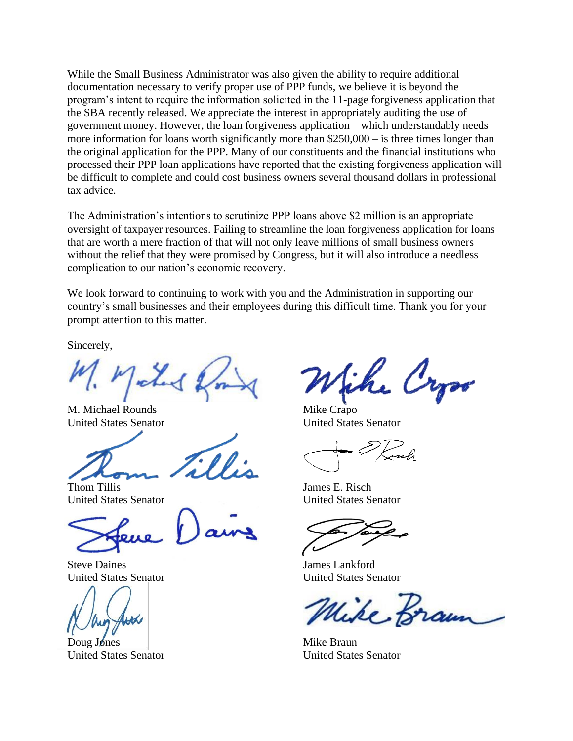While the Small Business Administrator was also given the ability to require additional documentation necessary to verify proper use of PPP funds, we believe it is beyond the program's intent to require the information solicited in the 11-page forgiveness application that the SBA recently released. We appreciate the interest in appropriately auditing the use of government money. However, the loan forgiveness application – which understandably needs more information for loans worth significantly more than $250,000 – is three times longer than the original application for the PPP. Many of our constituents and the financial institutions who processed their PPP loan applications have reported that the existing forgiveness application will be difficult to complete and could cost business owners several thousand dollars in professional tax advice.

The Administration's intentions to scrutinize PPP loans above $2 million is an appropriate oversight of taxpayer resources. Failing to streamline the loan forgiveness application for loans that are worth a mere fraction of that will not only leave millions of small business owners without the relief that they were promised by Congress, but it will also introduce a needless complication to our nation's economic recovery.

We look forward to continuing to work with you and the Administration in supporting our country's small businesses and their employees during this difficult time. Thank you for your prompt attention to this matter.

Sincerely,

M. Michael Rounds
United States Senator

Mike Crapo
United States Senator

Thom Tillis
United States Senator

James E. Risch
United States Senator

Steve Daines
United States Senator

James Lankford
United States Senator

Doug Jones
United States Senator

Mike Braun
United States Senator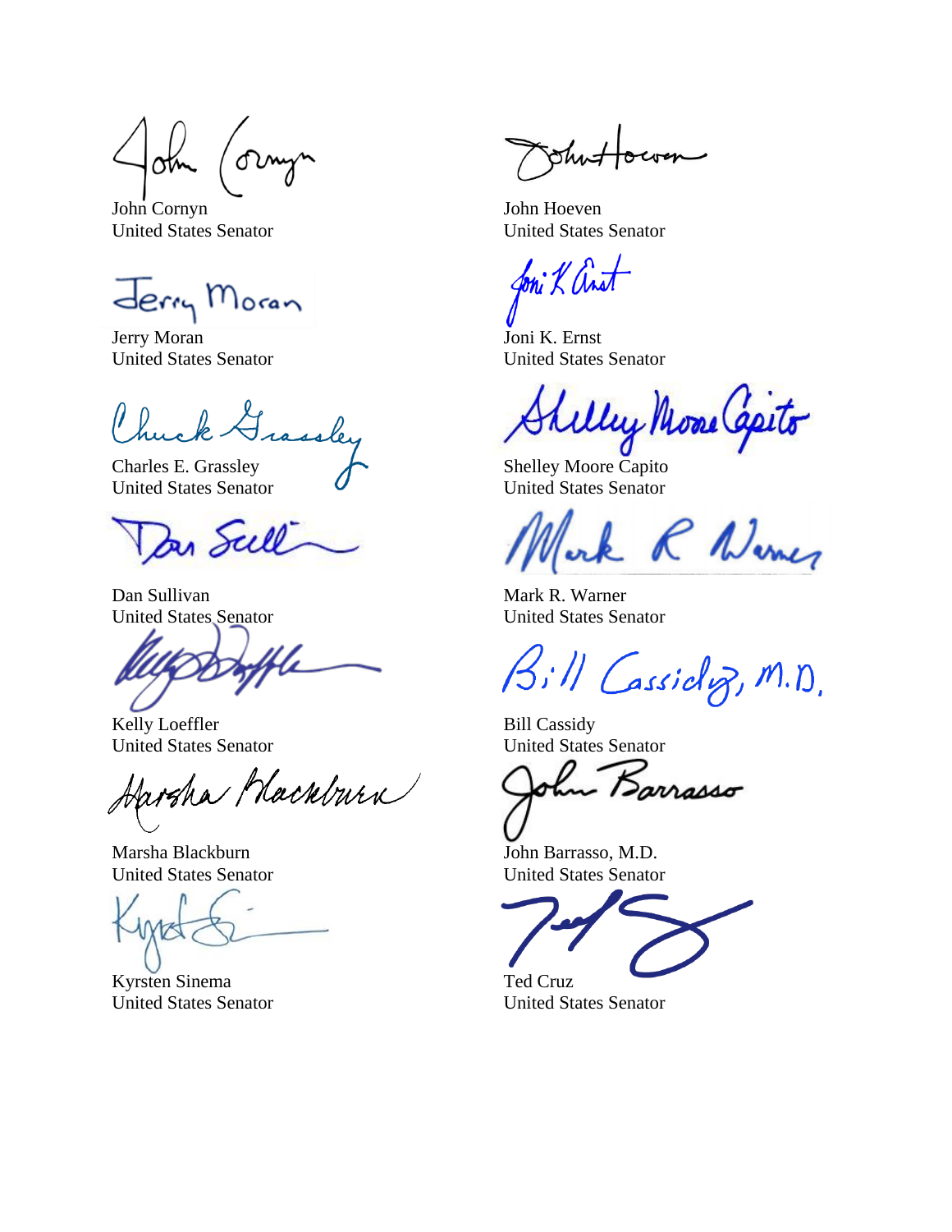John Cornyn
United States Senator

John Hoeven
United States Senator

Jerry Moran
United States Senator

Joni K. Ernst
United States Senator

Charles E. Grassley
United States Senator

Shelley Moore Capito
United States Senator

Dan Sullivan
United States Senator

Mark R. Warner
United States Senator

Kelly Loeffler
United States Senator

Bill Cassidy
United States Senator

Marsha Blackburn
United States Senator

John Barrasso, M.D.
United States Senator

Kyrsten Sinema
United States Senator

Ted Cruz
United States Senator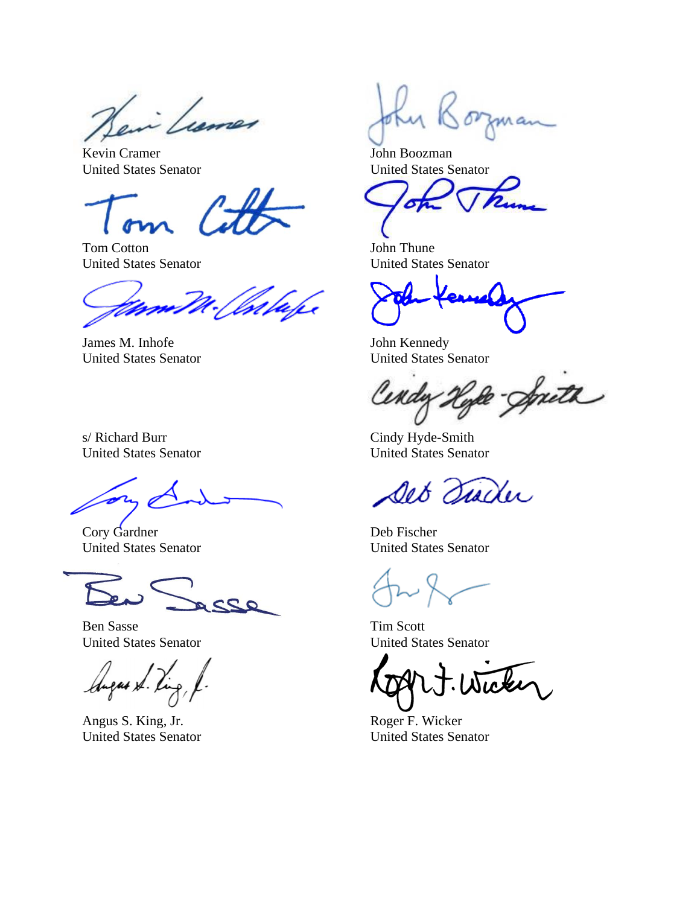Kevin Cramer
United States Senator

Tom Cotton
United States Senator

James M. Inhofe
United States Senator

s/ Richard Burr
United States Senator

Cory Gardner
United States Senator

Ben Sasse
United States Senator

Angus S. King, Jr.
United States Senator

John Boozman
United States Senator

John Thune
United States Senator

John Kennedy
United States Senator

Cindy Hyde-Smith
United States Senator

Deb Fischer
United States Senator

Tim Scott
United States Senator

Roger F. Wicker
United States Senator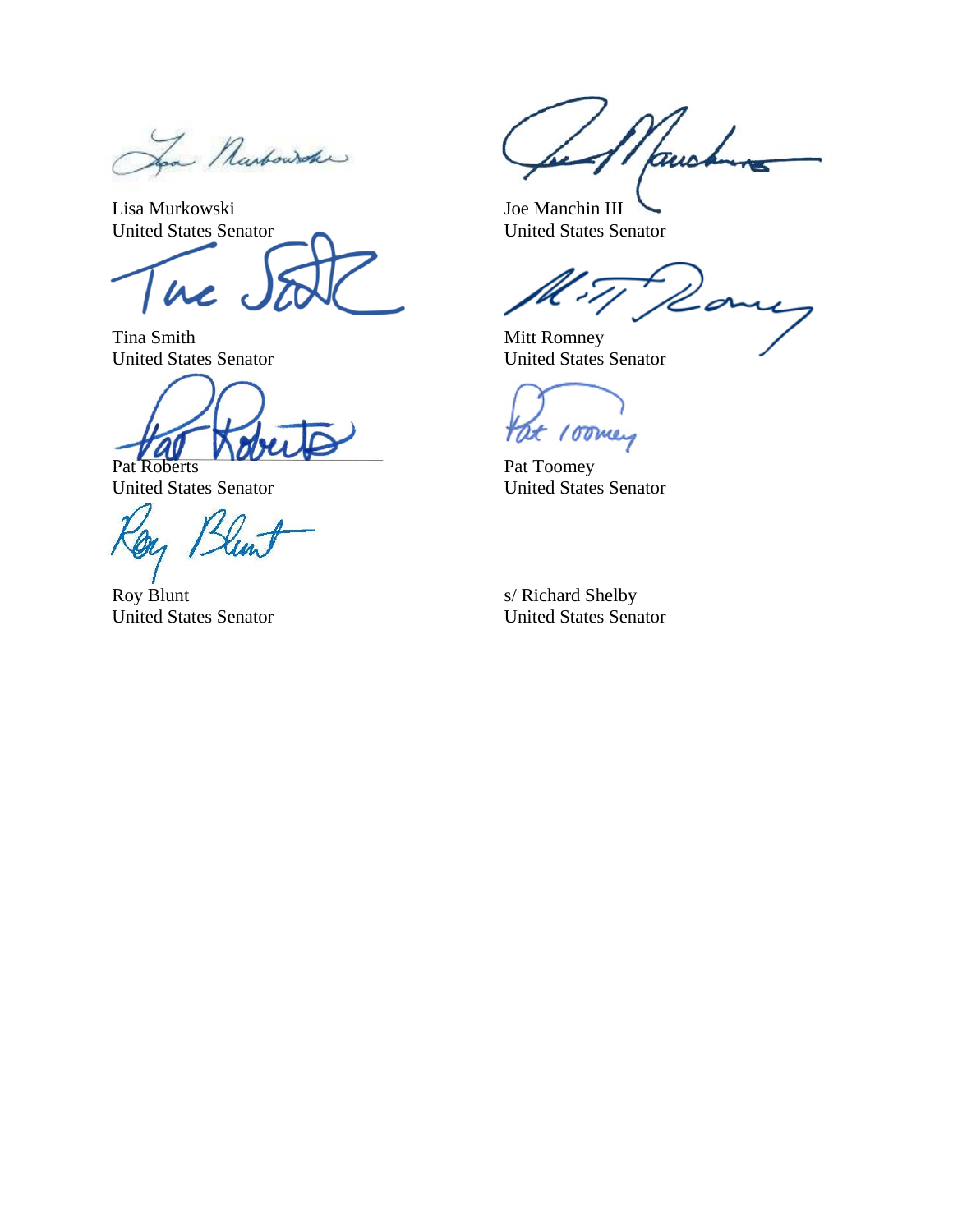Lisa Murkowski
United States Senator

Joe Manchin III
United States Senator

Tina Smith
United States Senator

Mitt Romney
United States Senator

Pat Roberts
United States Senator

Pat Toomey
United States Senator

Roy Blunt
United States Senator

s/ Richard Shelby
United States Senator